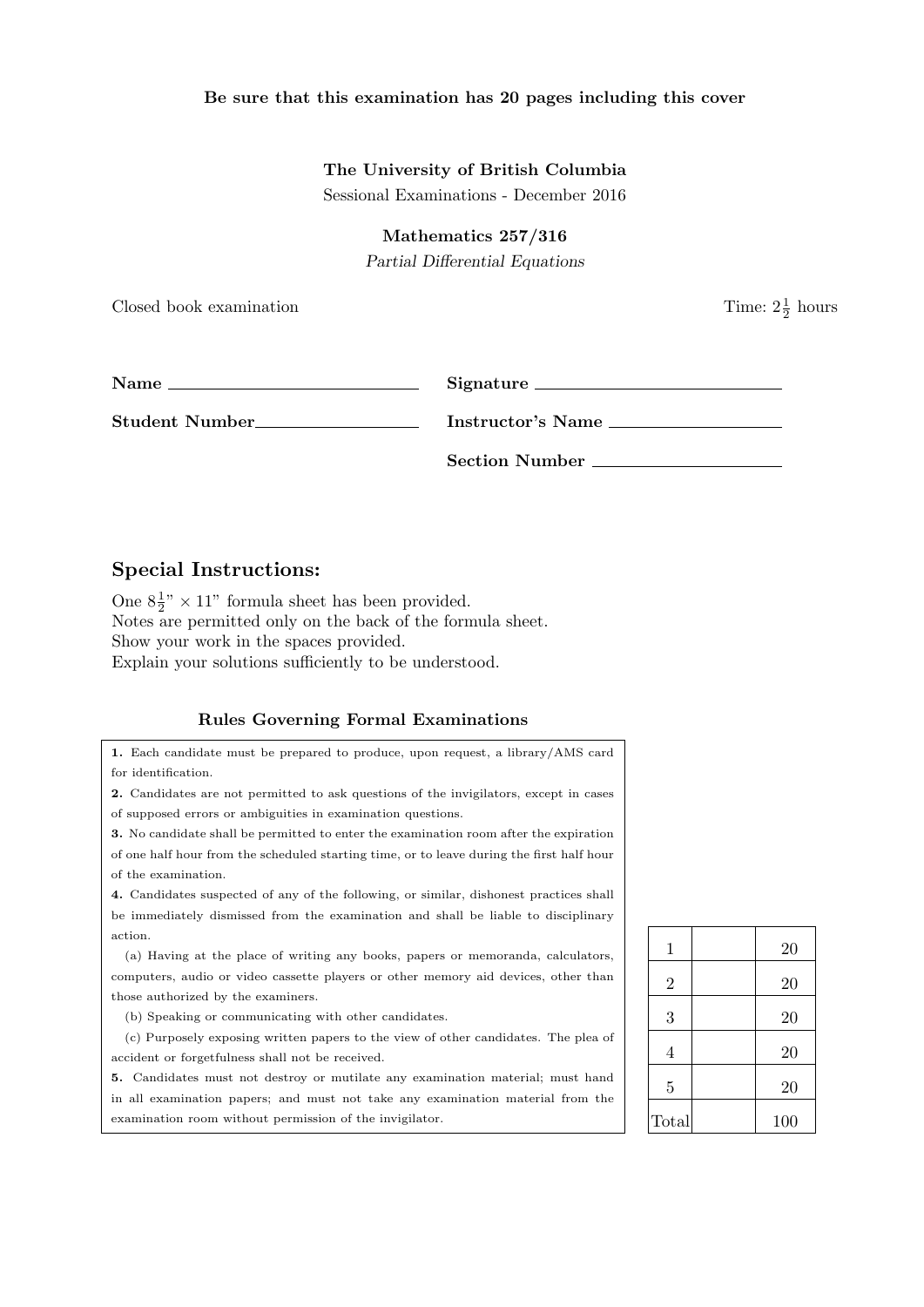**Be sure that this examination has 20 pages including this cover**

**The University of British Columbia**

Sessional Examinations - December 2016

**Mathematics 257/316**

*Partial Differential Equations*

Closed book examination

Time: $2\frac{1}{2}$ hours

**Name** \_\_\_\_\_\_\_\_\_\_\_\_\_\_\_\_\_\_\_\_\_\_\_\_ **Signature** \_\_\_\_\_\_\_\_\_\_\_\_\_\_\_\_\_\_\_\_\_\_\_\_

**Student Number** \_\_\_\_\_\_\_\_\_\_\_\_\_\_\_\_\_\_\_\_ **Instructor's Name** \_\_\_\_\_\_\_\_\_\_\_\_\_\_\_\_\_\_\_\_

**Section Number** \_\_\_\_\_\_\_\_\_\_\_\_\_\_\_\_\_\_\_\_

## Special Instructions:

One $8\frac{1}{2}$" $\times$ 11" formula sheet has been provided.
Notes are permitted only on the back of the formula sheet.
Show your work in the spaces provided.
Explain your solutions sufficiently to be understood.

### Rules Governing Formal Examinations

**1.** Each candidate must be prepared to produce, upon request, a library/AMS card for identification.

**2.** Candidates are not permitted to ask questions of the invigilators, except in cases of supposed errors or ambiguities in examination questions.

**3.** No candidate shall be permitted to enter the examination room after the expiration of one half hour from the scheduled starting time, or to leave during the first half hour of the examination.

**4.** Candidates suspected of any of the following, or similar, dishonest practices shall be immediately dismissed from the examination and shall be liable to disciplinary action.

(a) Having at the place of writing any books, papers or memoranda, calculators, computers, audio or video cassette players or other memory aid devices, other than those authorized by the examiners.

(b) Speaking or communicating with other candidates.

(c) Purposely exposing written papers to the view of other candidates. The plea of accident or forgetfulness shall not be received.

**5.** Candidates must not destroy or mutilate any examination material; must hand in all examination papers; and must not take any examination material from the examination room without permission of the invigilator.

| | | |
|---|---|---|
| 1 | | 20 |
| 2 | | 20 |
| 3 | | 20 |
| 4 | | 20 |
| 5 | | 20 |
| Total | | 100 |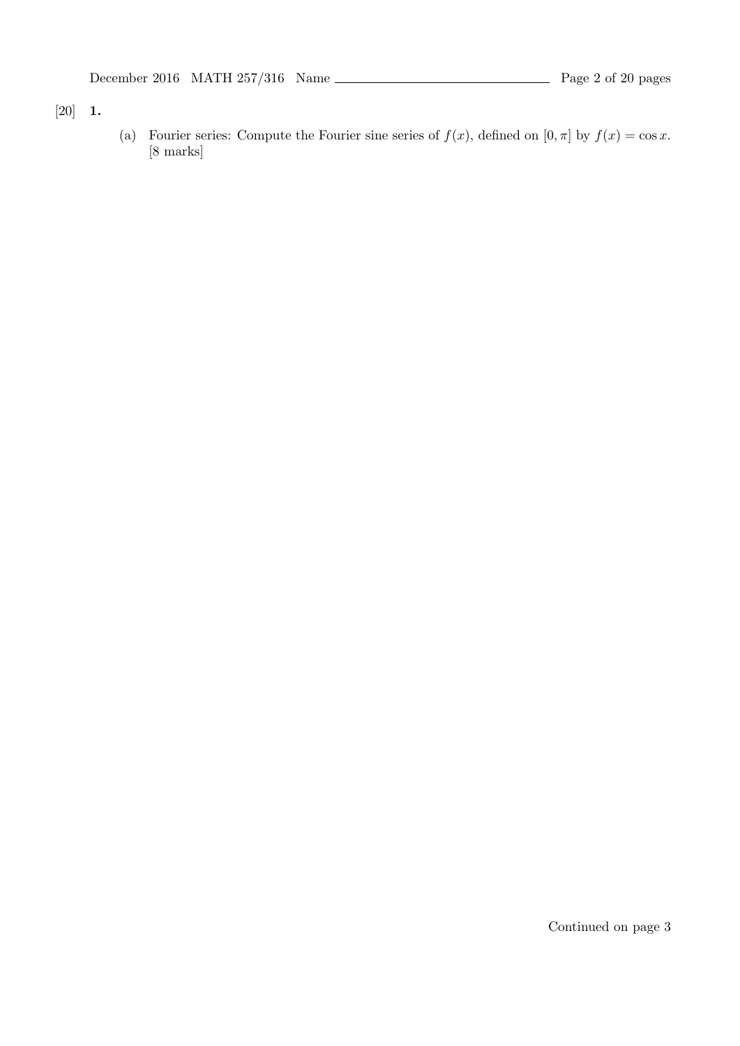[20] **1.**

(a) Fourier series: Compute the Fourier sine series of $f(x)$, defined on $[0, \pi]$ by $f(x) = \cos x$. [8 marks]

Continued on page 3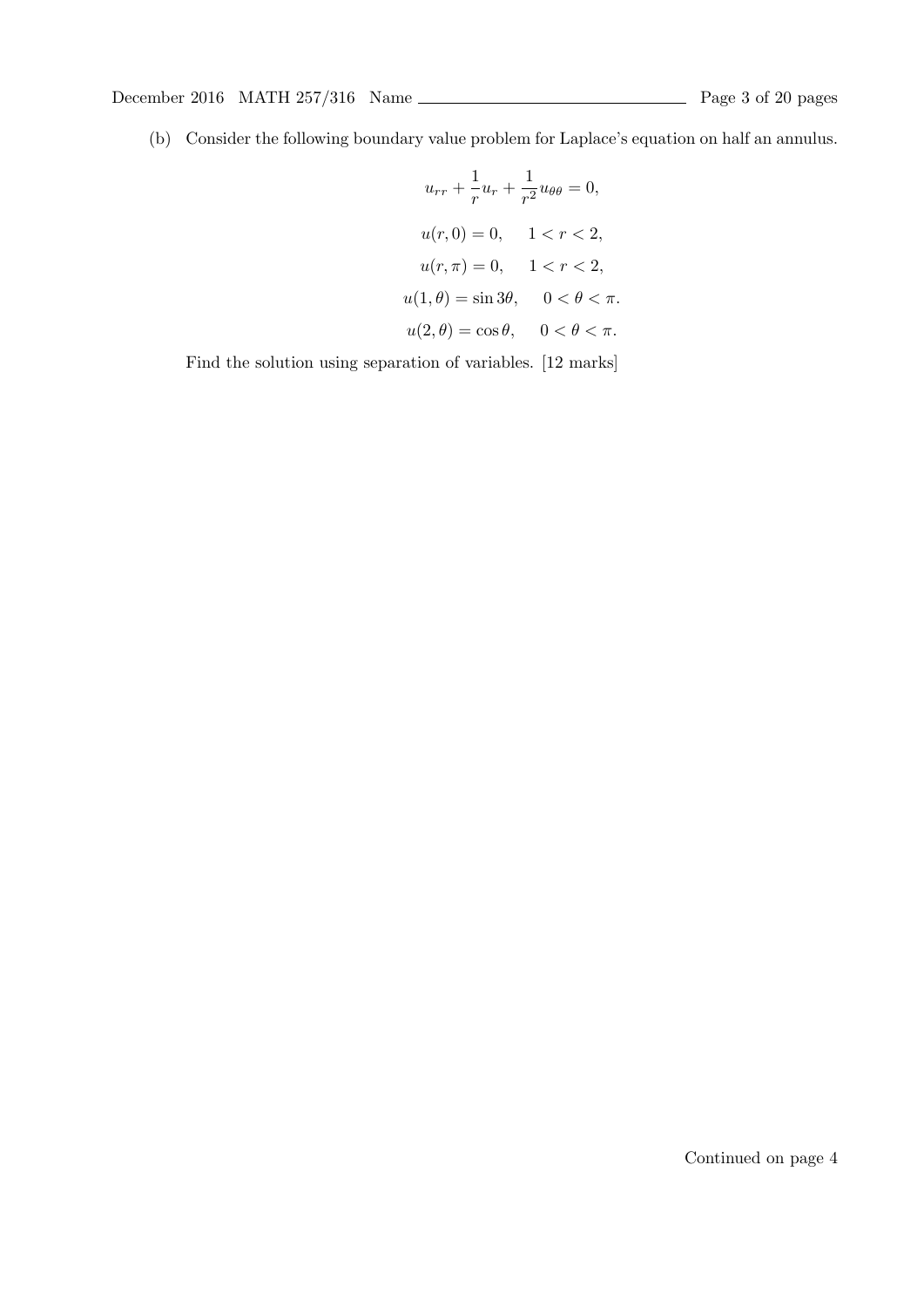(b) Consider the following boundary value problem for Laplace's equation on half an annulus.

$$u_{rr} + \frac{1}{r}u_r + \frac{1}{r^2}u_{\theta\theta} = 0,$$

$$u(r, 0) = 0, \quad 1 < r < 2,$$

$$u(r, \pi) = 0, \quad 1 < r < 2,$$

$$u(1, \theta) = \sin 3\theta, \quad 0 < \theta < \pi.$$

$$u(2, \theta) = \cos\theta, \quad 0 < \theta < \pi.$$

Find the solution using separation of variables. [12 marks]

Continued on page 4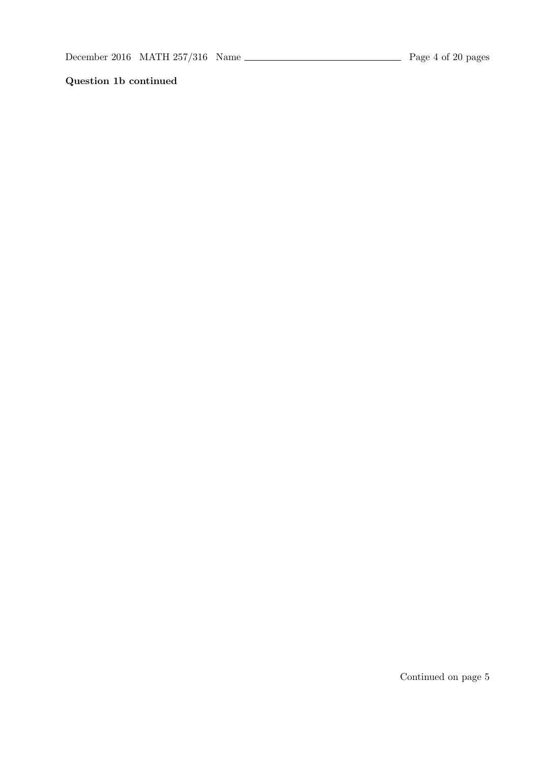**Question 1b continued**

Continued on page 5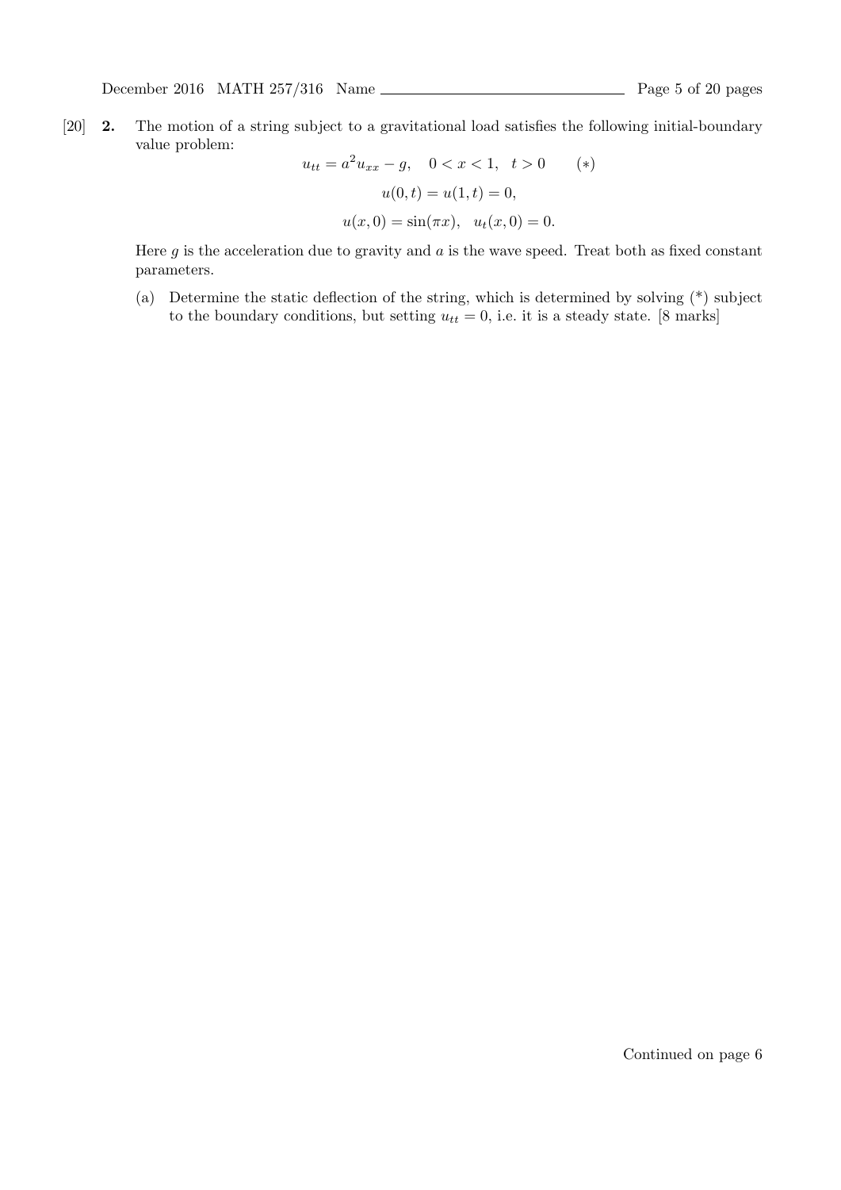[20] **2.** The motion of a string subject to a gravitational load satisfies the following initial-boundary value problem:

$$u_{tt} = a^2 u_{xx} - g, \quad 0 < x < 1, \quad t > 0 \qquad (*)$$

$$u(0,t) = u(1,t) = 0,$$

$$u(x,0) = \sin(\pi x), \quad u_t(x,0) = 0.$$

Here $g$ is the acceleration due to gravity and $a$ is the wave speed. Treat both as fixed constant parameters.

(a) Determine the static deflection of the string, which is determined by solving (*) subject to the boundary conditions, but setting $u_{tt} = 0$, i.e. it is a steady state. [8 marks]

Continued on page 6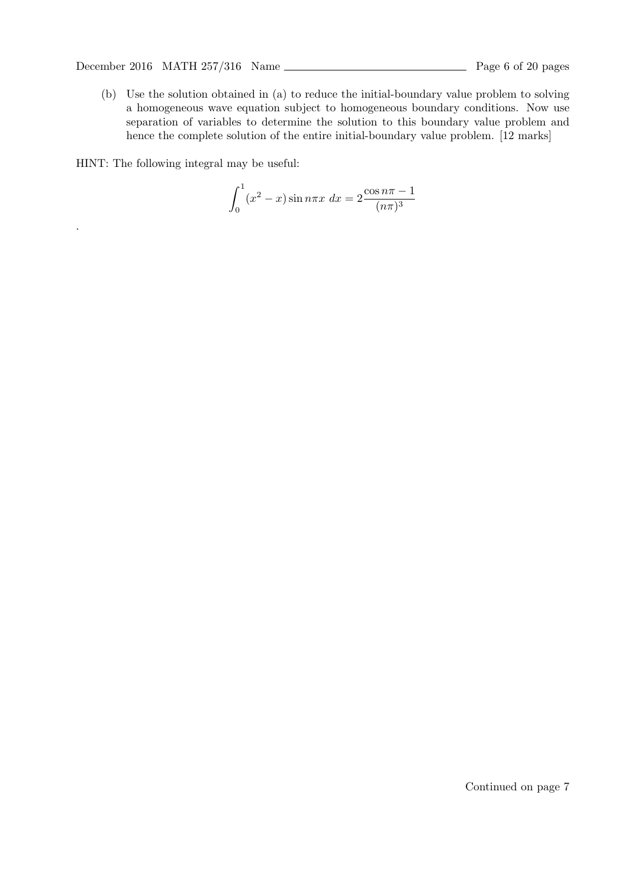(b) Use the solution obtained in (a) to reduce the initial-boundary value problem to solving a homogeneous wave equation subject to homogeneous boundary conditions. Now use separation of variables to determine the solution to this boundary value problem and hence the complete solution of the entire initial-boundary value problem. [12 marks]

HINT: The following integral may be useful:

$$\int_0^1 (x^2 - x) \sin n\pi x \; dx = 2\frac{\cos n\pi - 1}{(n\pi)^3}$$

.

Continued on page 7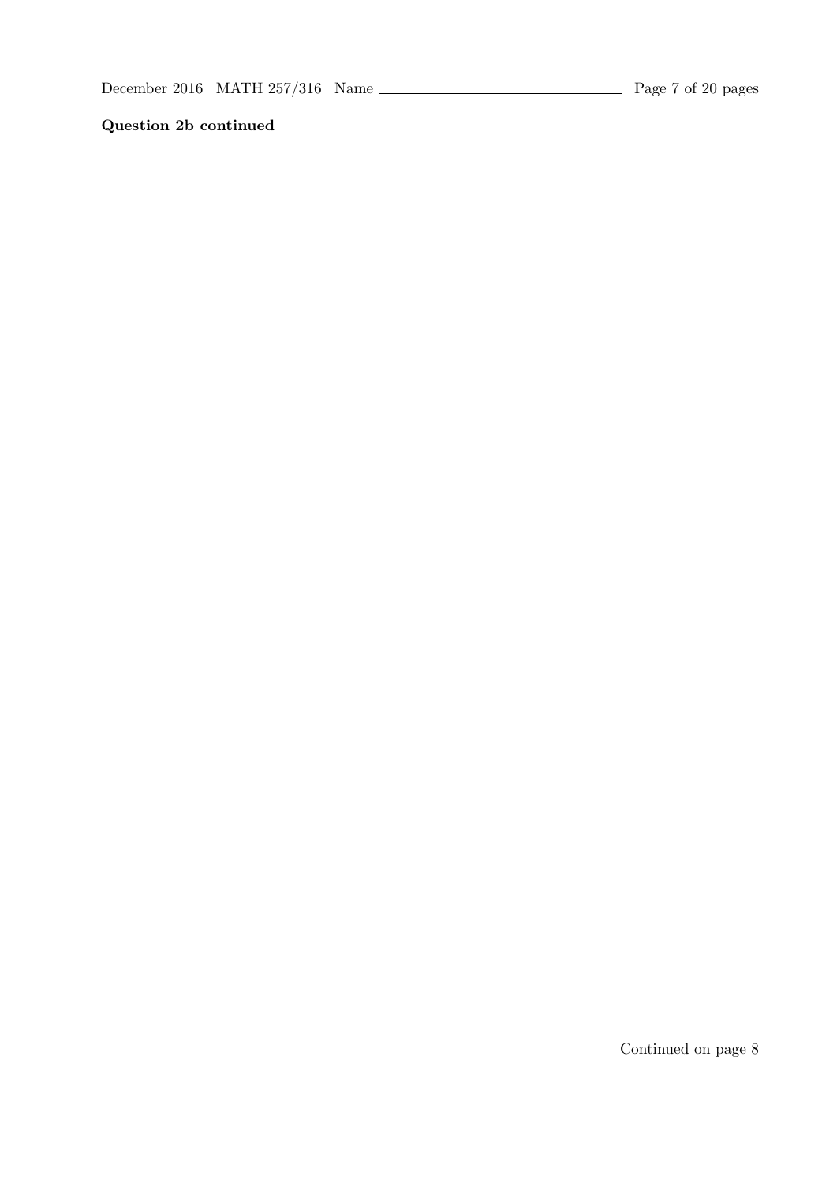**Question 2b continued**

Continued on page 8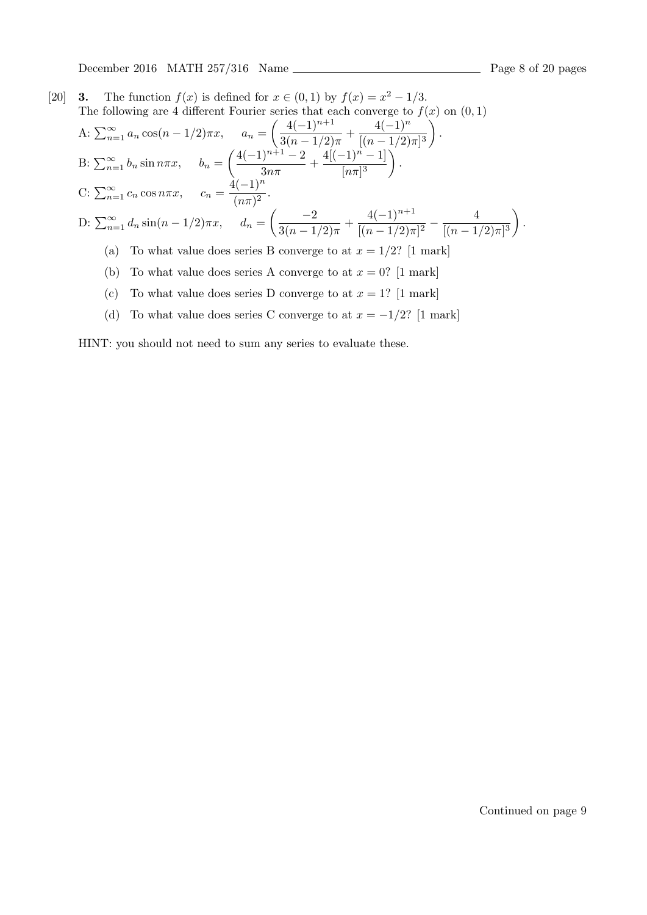[20] **3.** The function $f(x)$ is defined for $x \in (0,1)$ by $f(x) = x^2 - 1/3$.
The following are 4 different Fourier series that each converge to $f(x)$ on $(0,1)$

A: $\sum_{n=1}^{\infty} a_n \cos(n-1/2)\pi x, \quad a_n = \left( \dfrac{4(-1)^{n+1}}{3(n-1/2)\pi} + \dfrac{4(-1)^n}{[(n-1/2)\pi]^3} \right).$

B: $\sum_{n=1}^{\infty} b_n \sin n\pi x, \quad b_n = \left( \dfrac{4(-1)^{n+1} - 2}{3n\pi} + \dfrac{4[(-1)^n - 1]}{[n\pi]^3} \right).$

C: $\sum_{n=1}^{\infty} c_n \cos n\pi x, \quad c_n = \dfrac{4(-1)^n}{(n\pi)^2}.$

D: $\sum_{n=1}^{\infty} d_n \sin(n-1/2)\pi x, \quad d_n = \left( \dfrac{-2}{3(n-1/2)\pi} + \dfrac{4(-1)^{n+1}}{[(n-1/2)\pi]^2} - \dfrac{4}{[(n-1/2)\pi]^3} \right).$

(a) To what value does series B converge to at $x = 1/2$? [1 mark]

(b) To what value does series A converge to at $x = 0$? [1 mark]

(c) To what value does series D converge to at $x = 1$? [1 mark]

(d) To what value does series C converge to at $x = -1/2$? [1 mark]

HINT: you should not need to sum any series to evaluate these.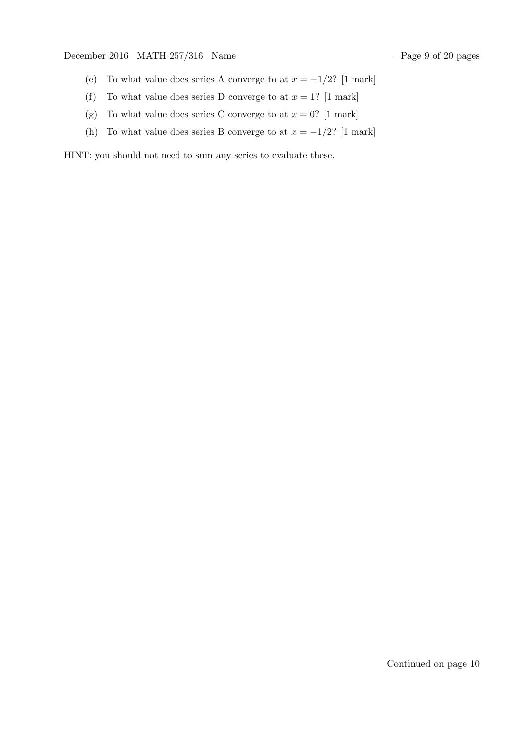(e) To what value does series A converge to at $x = -1/2$? [1 mark]

(f) To what value does series D converge to at $x = 1$? [1 mark]

(g) To what value does series C converge to at $x = 0$? [1 mark]

(h) To what value does series B converge to at $x = -1/2$? [1 mark]

HINT: you should not need to sum any series to evaluate these.

Continued on page 10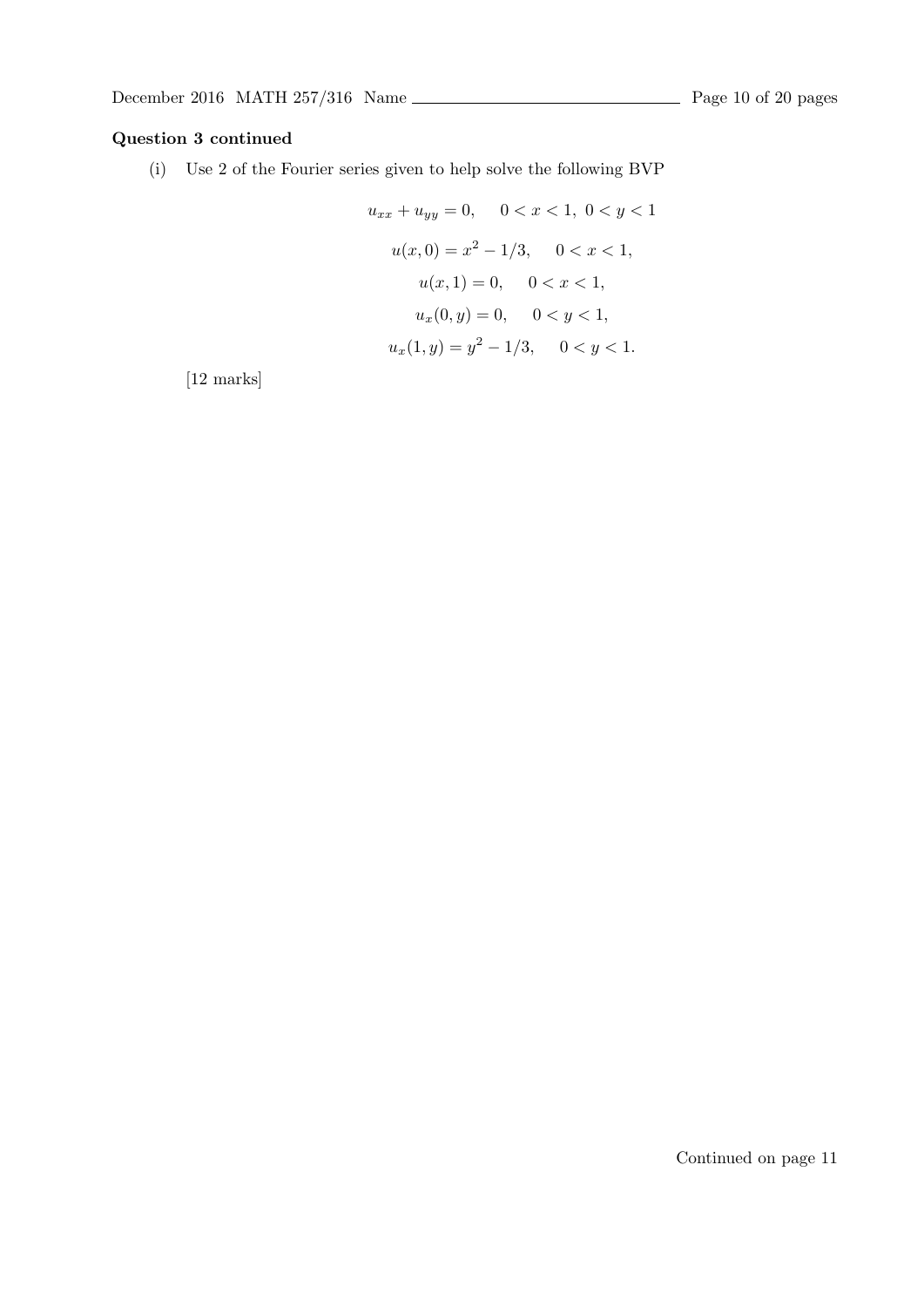**Question 3 continued**

(i) Use 2 of the Fourier series given to help solve the following BVP

$$u_{xx} + u_{yy} = 0, \quad 0 < x < 1, \ 0 < y < 1$$

$$u(x, 0) = x^2 - 1/3, \quad 0 < x < 1,$$

$$u(x, 1) = 0, \quad 0 < x < 1,$$

$$u_x(0, y) = 0, \quad 0 < y < 1,$$

$$u_x(1, y) = y^2 - 1/3, \quad 0 < y < 1.$$

[12 marks]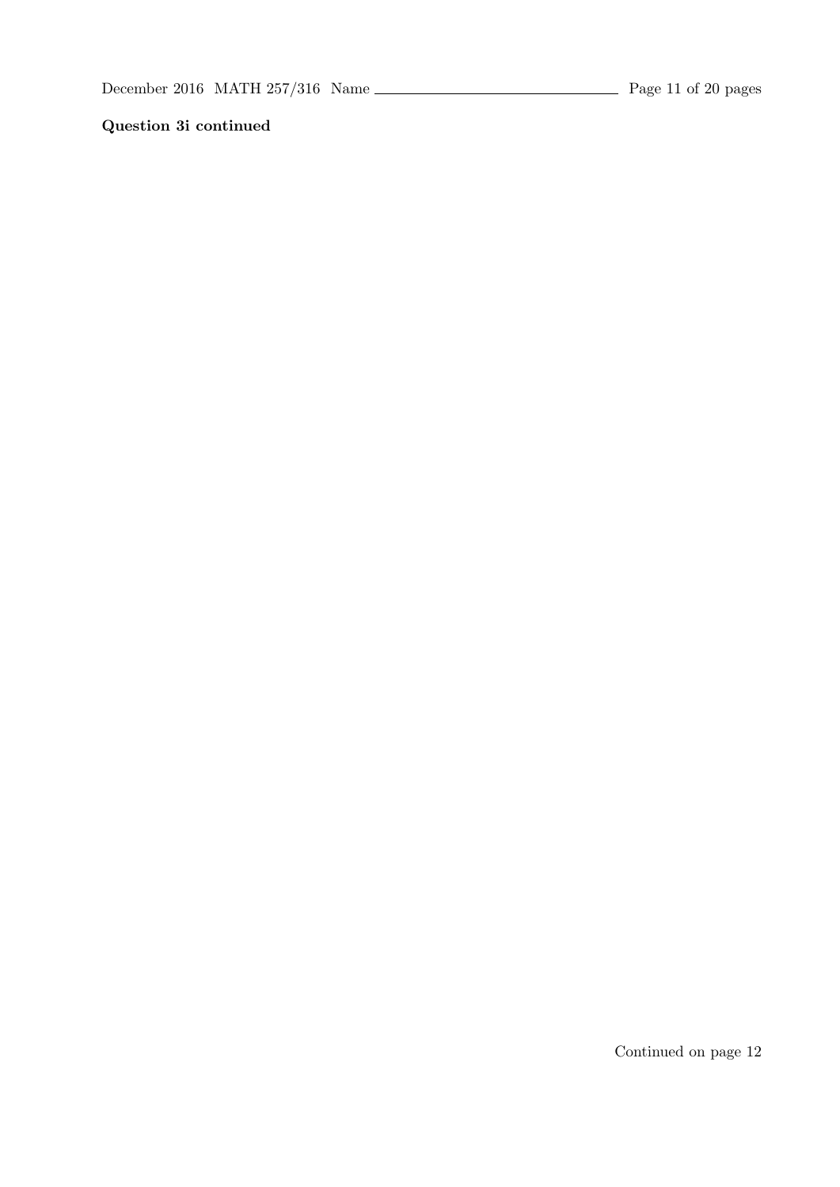**Question 3i continued**

Continued on page 12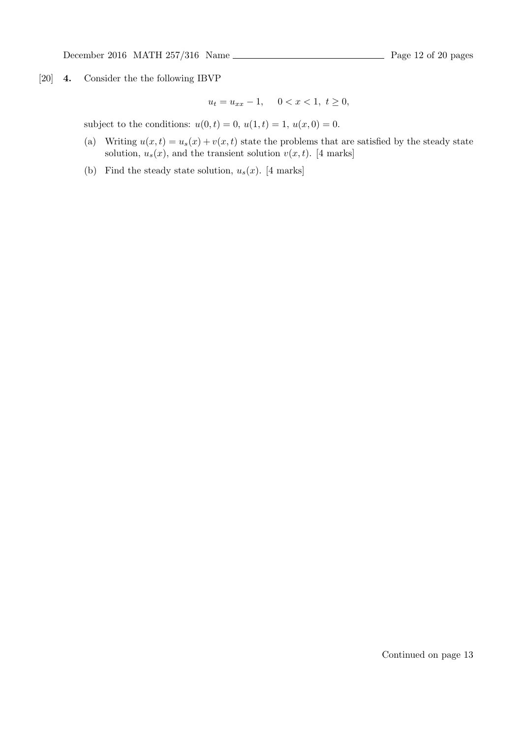[20] **4.** Consider the the following IBVP

$$u_t = u_{xx} - 1, \quad 0 < x < 1, \ t \geq 0,$$

subject to the conditions: $u(0,t) = 0$, $u(1,t) = 1$, $u(x,0) = 0$.

(a) Writing $u(x,t) = u_s(x) + v(x,t)$ state the problems that are satisfied by the steady state solution, $u_s(x)$, and the transient solution $v(x,t)$. [4 marks]

(b) Find the steady state solution, $u_s(x)$. [4 marks]

Continued on page 13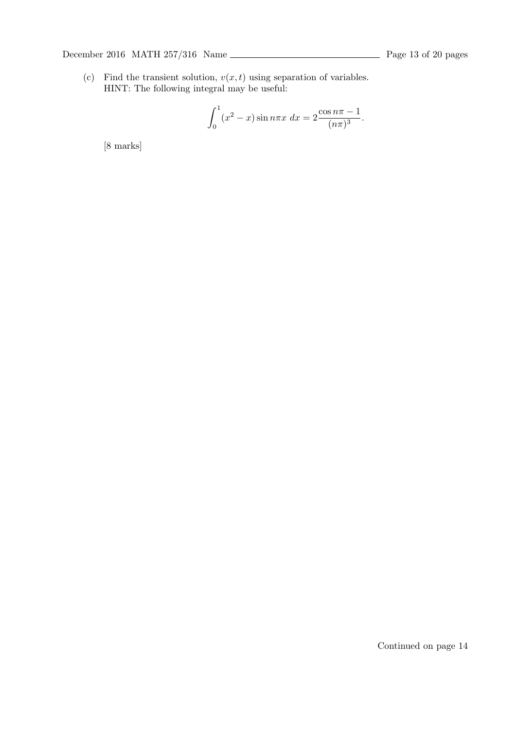(c) Find the transient solution, $v(x, t)$ using separation of variables.
HINT: The following integral may be useful:

$$\int_0^1 (x^2 - x) \sin n\pi x \; dx = 2\frac{\cos n\pi - 1}{(n\pi)^3}.$$

[8 marks]

Continued on page 14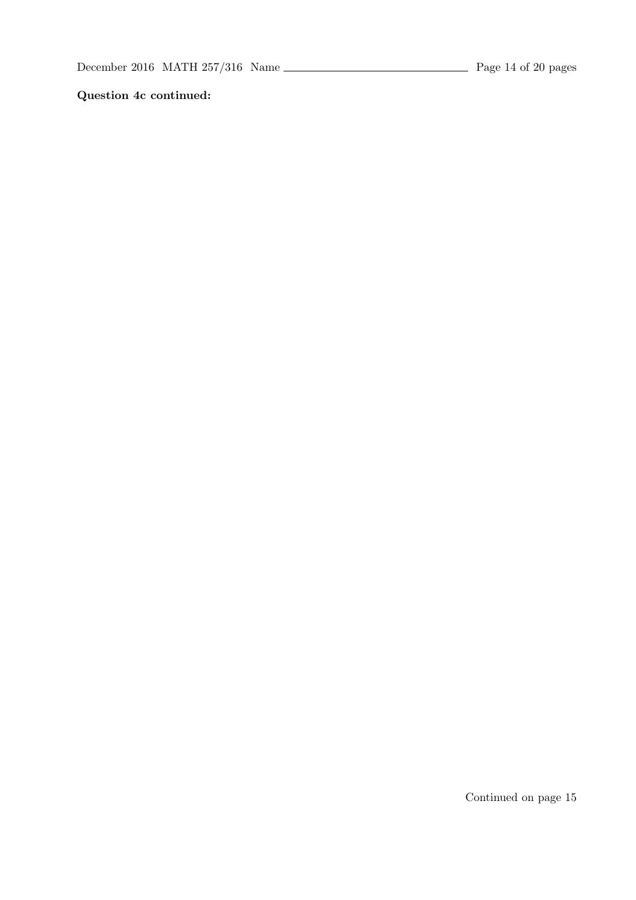**Question 4c continued:**

Continued on page 15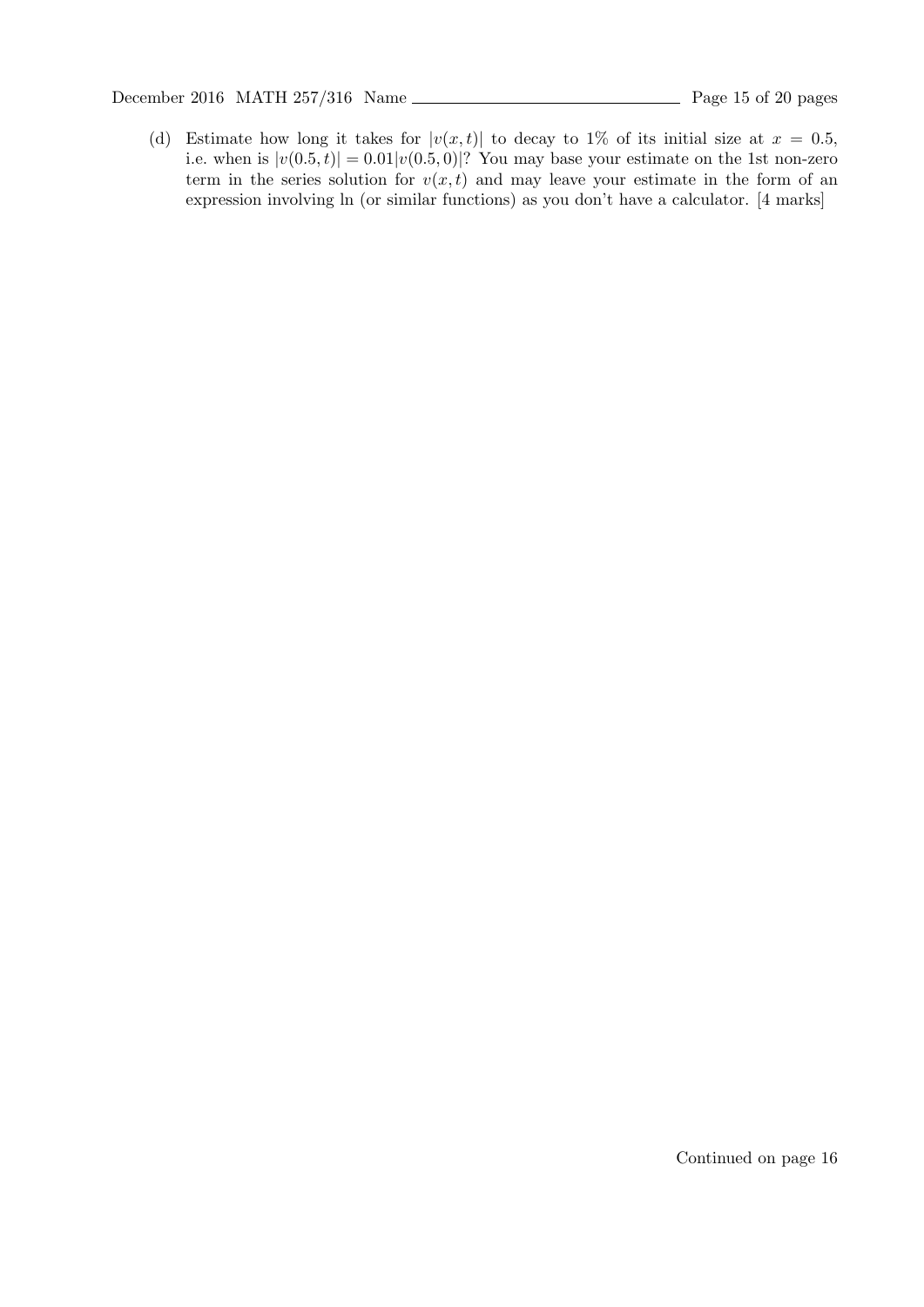(d) Estimate how long it takes for $|v(x,t)|$ to decay to 1% of its initial size at $x = 0.5$, i.e. when is $|v(0.5,t)| = 0.01|v(0.5,0)|$? You may base your estimate on the 1st non-zero term in the series solution for $v(x,t)$ and may leave your estimate in the form of an expression involving ln (or similar functions) as you don't have a calculator. [4 marks]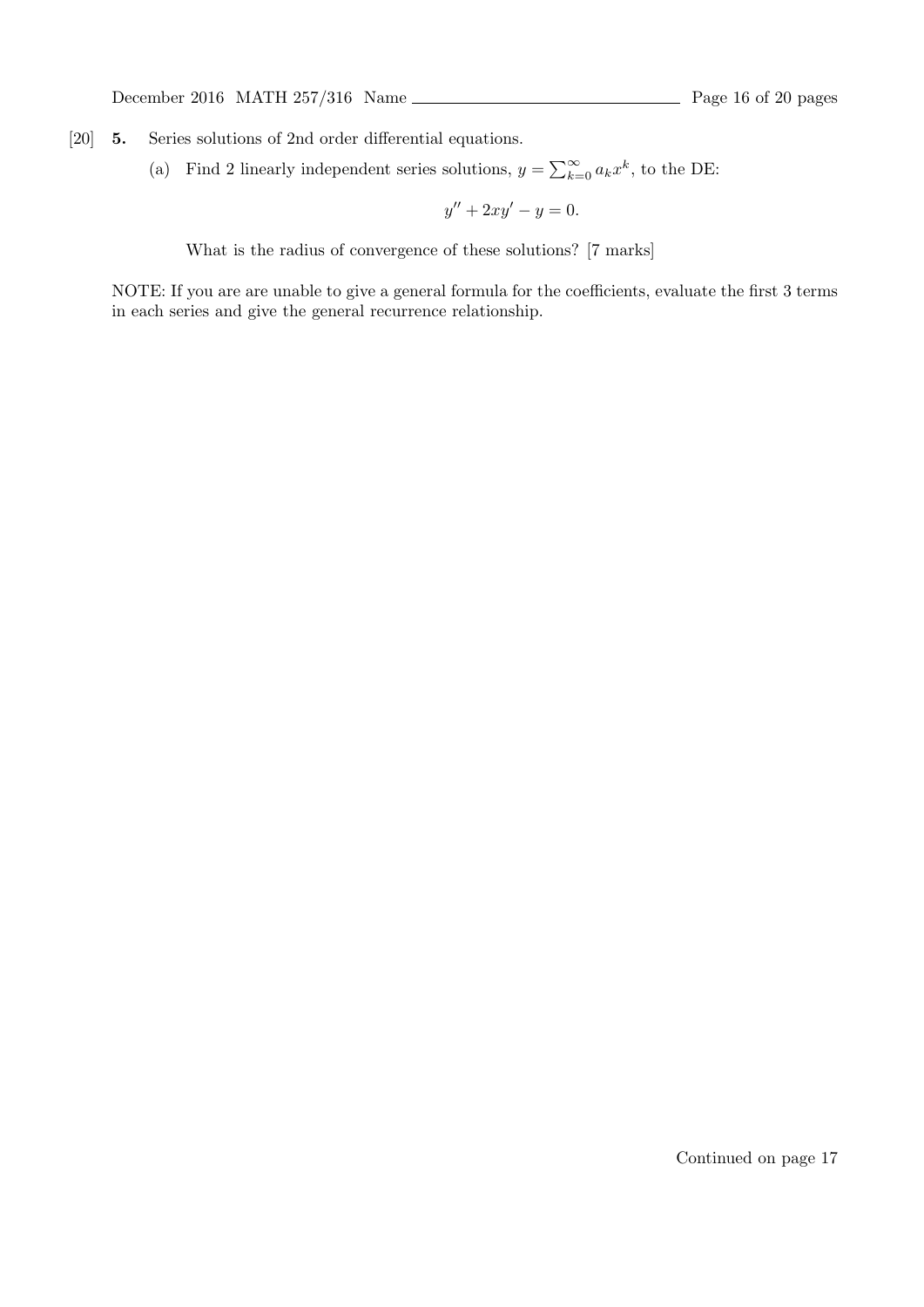[20] **5.** Series solutions of 2nd order differential equations.

(a) Find 2 linearly independent series solutions, $y = \sum_{k=0}^{\infty} a_k x^k$, to the DE:

$$y'' + 2xy' - y = 0.$$

What is the radius of convergence of these solutions? [7 marks]

NOTE: If you are are unable to give a general formula for the coefficients, evaluate the first 3 terms in each series and give the general recurrence relationship.

Continued on page 17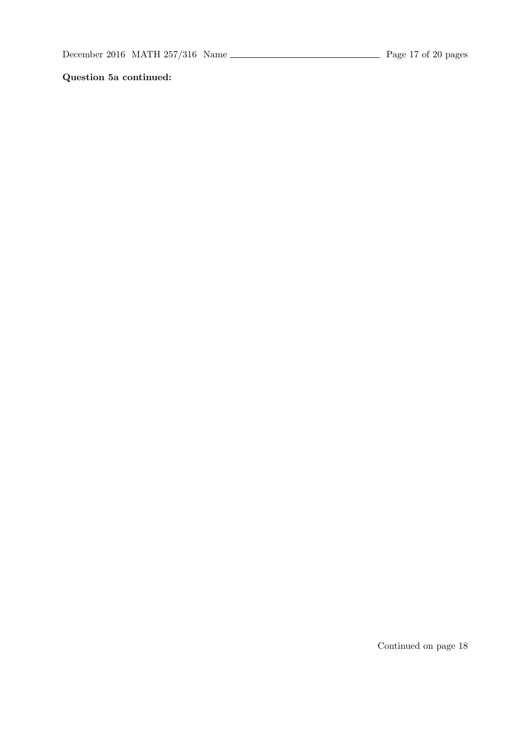**Question 5a continued:**

Continued on page 18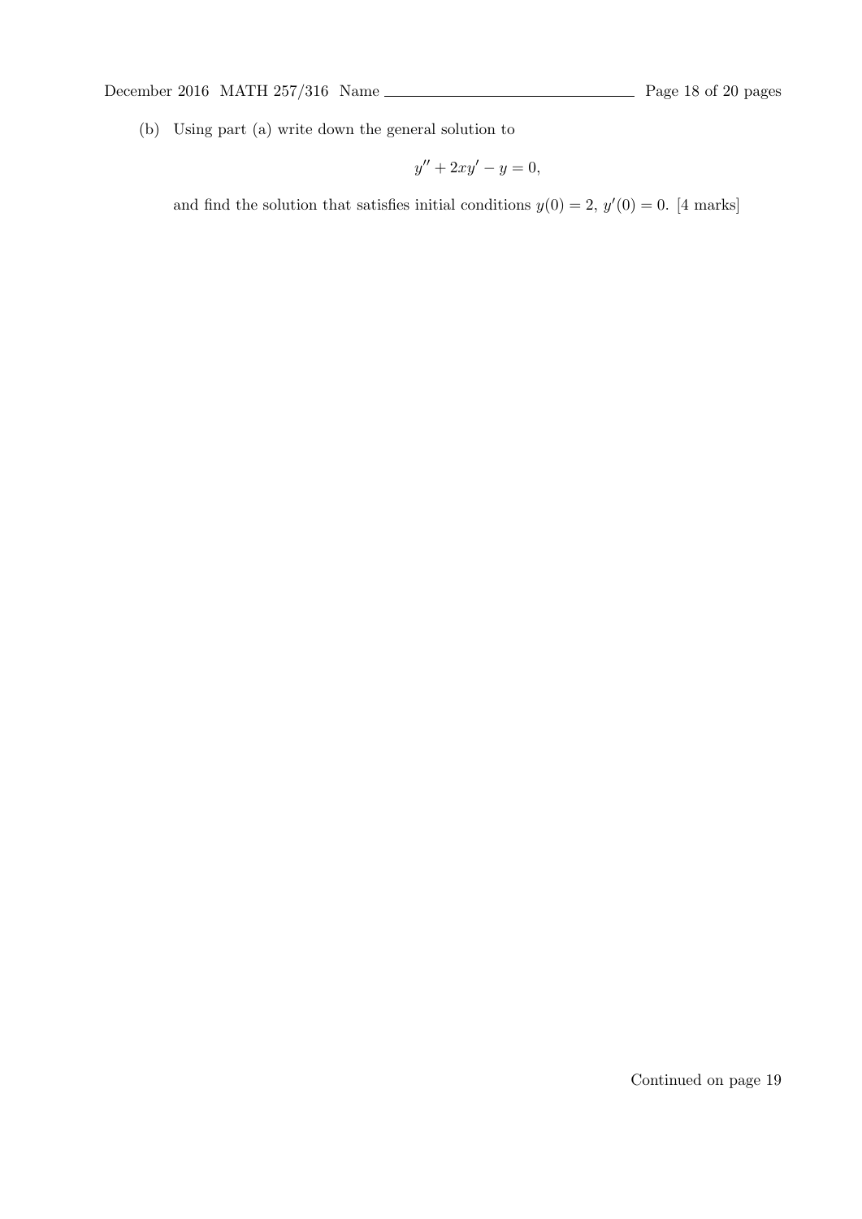(b) Using part (a) write down the general solution to

$$y'' + 2xy' - y = 0,$$

and find the solution that satisfies initial conditions $y(0) = 2$, $y'(0) = 0$. [4 marks]

Continued on page 19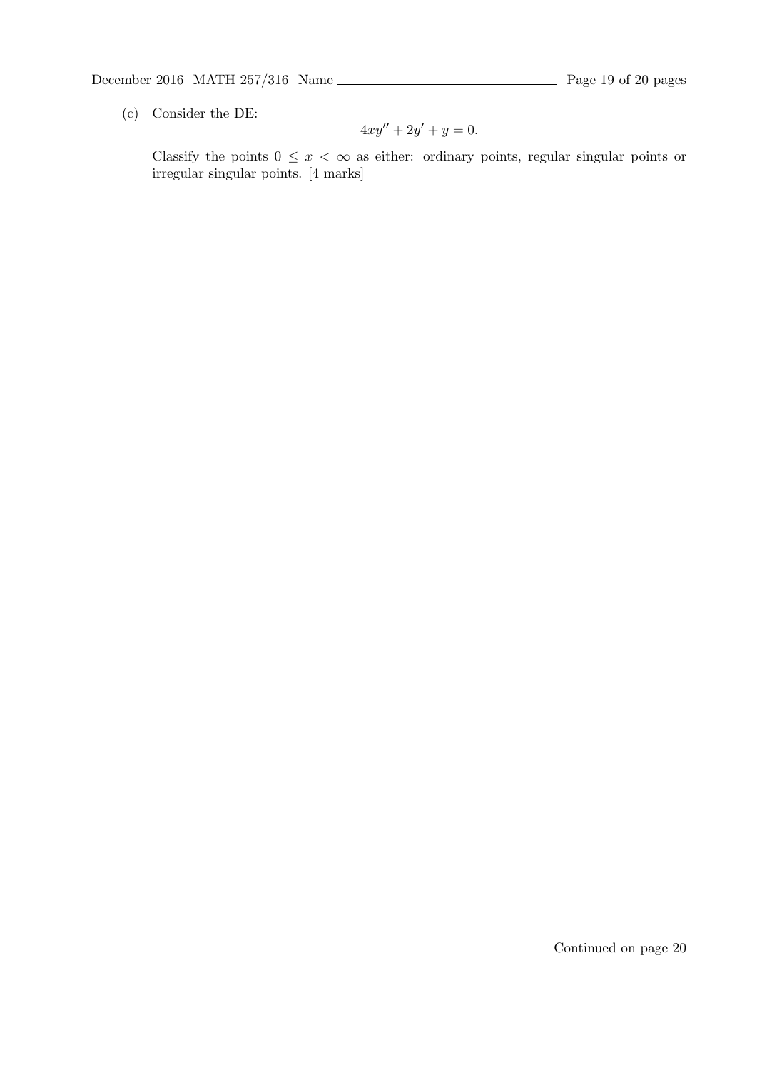(c) Consider the DE:

$$4xy'' + 2y' + y = 0.$$

Classify the points $0 \leq x < \infty$ as either: ordinary points, regular singular points or irregular singular points. [4 marks]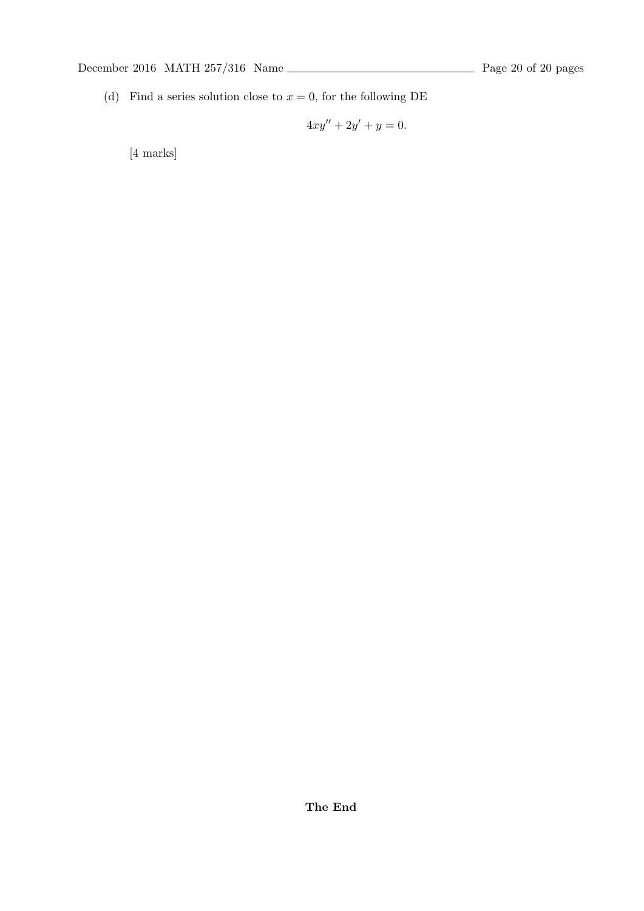(d) Find a series solution close to $x = 0$, for the following DE

$$4xy'' + 2y' + y = 0.$$

[4 marks]

**The End**